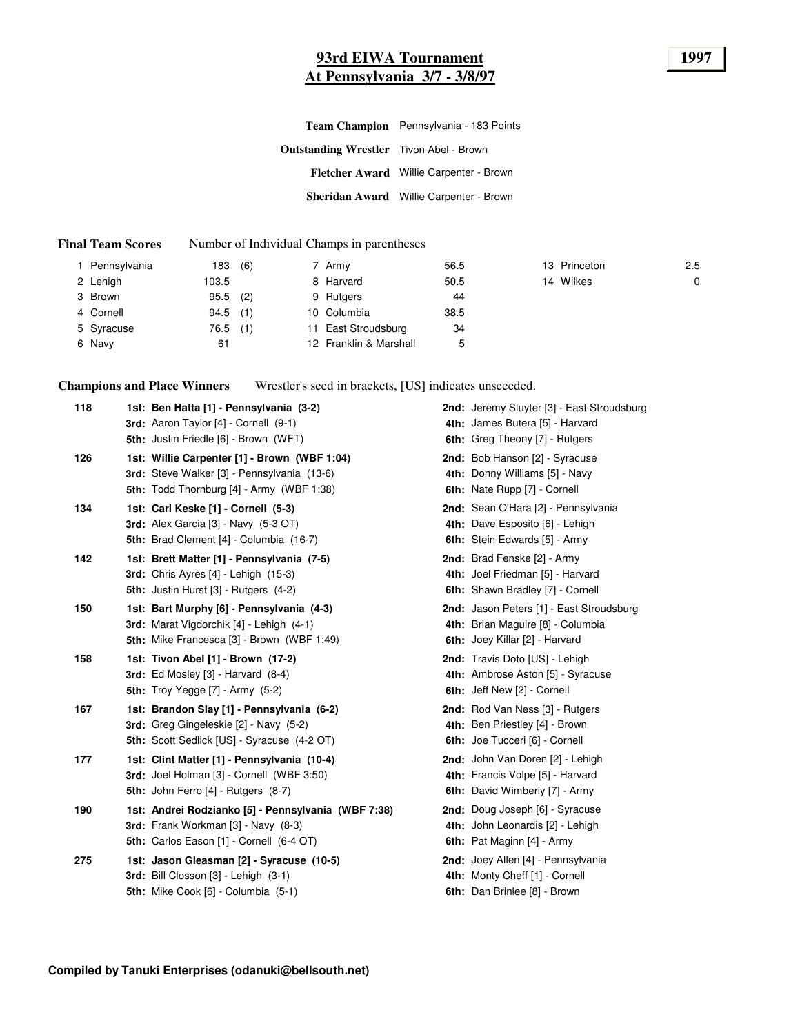# 93rd EIWA Tournament
# At Pennsylvania 3/7 - 3/8/97

**1997**

**Team Champion** Pennsylvania - 183 Points

**Outstanding Wrestler** Tivon Abel - Brown

**Fletcher Award** Willie Carpenter - Brown

**Sheridan Award** Willie Carpenter - Brown

**Final Team Scores** Number of Individual Champs in parentheses

| | | | | | | | | |
|---|---|---|---|---|---|---|---|---|
| 1 | Pennsylvania | 183 (6) | 7 | Army | 56.5 | 13 | Princeton | 2.5 |
| 2 | Lehigh | 103.5 | 8 | Harvard | 50.5 | 14 | Wilkes | 0 |
| 3 | Brown | 95.5 (2) | 9 | Rutgers | 44 | | | |
| 4 | Cornell | 94.5 (1) | 10 | Columbia | 38.5 | | | |
| 5 | Syracuse | 76.5 (1) | 11 | East Stroudsburg | 34 | | | |
| 6 | Navy | 61 | 12 | Franklin & Marshall | 5 | | | |

**Champions and Place Winners** Wrestler's seed in brackets, [US] indicates unseeeded.

**118**
- **1st: Ben Hatta [1] - Pennsylvania (3-2)**
- **2nd:** Jeremy Sluyter [3] - East Stroudsburg
- **3rd:** Aaron Taylor [4] - Cornell (9-1)
- **4th:** James Butera [5] - Harvard
- **5th:** Justin Friedle [6] - Brown (WFT)
- **6th:** Greg Theony [7] - Rutgers

**126**
- **1st: Willie Carpenter [1] - Brown (WBF 1:04)**
- **2nd:** Bob Hanson [2] - Syracuse
- **3rd:** Steve Walker [3] - Pennsylvania (13-6)
- **4th:** Donny Williams [5] - Navy
- **5th:** Todd Thornburg [4] - Army (WBF 1:38)
- **6th:** Nate Rupp [7] - Cornell

**134**
- **1st: Carl Keske [1] - Cornell (5-3)**
- **2nd:** Sean O'Hara [2] - Pennsylvania
- **3rd:** Alex Garcia [3] - Navy (5-3 OT)
- **4th:** Dave Esposito [6] - Lehigh
- **5th:** Brad Clement [4] - Columbia (16-7)
- **6th:** Stein Edwards [5] - Army

**142**
- **1st: Brett Matter [1] - Pennsylvania (7-5)**
- **2nd:** Brad Fenske [2] - Army
- **3rd:** Chris Ayres [4] - Lehigh (15-3)
- **4th:** Joel Friedman [5] - Harvard
- **5th:** Justin Hurst [3] - Rutgers (4-2)
- **6th:** Shawn Bradley [7] - Cornell

**150**
- **1st: Bart Murphy [6] - Pennsylvania (4-3)**
- **2nd:** Jason Peters [1] - East Stroudsburg
- **3rd:** Marat Vigdorchik [4] - Lehigh (4-1)
- **4th:** Brian Maguire [8] - Columbia
- **5th:** Mike Francesca [3] - Brown (WBF 1:49)
- **6th:** Joey Killar [2] - Harvard

**158**
- **1st: Tivon Abel [1] - Brown (17-2)**
- **2nd:** Travis Doto [US] - Lehigh
- **3rd:** Ed Mosley [3] - Harvard (8-4)
- **4th:** Ambrose Aston [5] - Syracuse
- **5th:** Troy Yegge [7] - Army (5-2)
- **6th:** Jeff New [2] - Cornell

**167**
- **1st: Brandon Slay [1] - Pennsylvania (6-2)**
- **2nd:** Rod Van Ness [3] - Rutgers
- **3rd:** Greg Gingeleskie [2] - Navy (5-2)
- **4th:** Ben Priestley [4] - Brown
- **5th:** Scott Sedlick [US] - Syracuse (4-2 OT)
- **6th:** Joe Tucceri [6] - Cornell

**177**
- **1st: Clint Matter [1] - Pennsylvania (10-4)**
- **2nd:** John Van Doren [2] - Lehigh
- **3rd:** Joel Holman [3] - Cornell (WBF 3:50)
- **4th:** Francis Volpe [5] - Harvard
- **5th:** John Ferro [4] - Rutgers (8-7)
- **6th:** David Wimberly [7] - Army

**190**
- **1st: Andrei Rodzianko [5] - Pennsylvania (WBF 7:38)**
- **2nd:** Doug Joseph [6] - Syracuse
- **3rd:** Frank Workman [3] - Navy (8-3)
- **4th:** John Leonardis [2] - Lehigh
- **5th:** Carlos Eason [1] - Cornell (6-4 OT)
- **6th:** Pat Maginn [4] - Army

**275**
- **1st: Jason Gleasman [2] - Syracuse (10-5)**
- **2nd:** Joey Allen [4] - Pennsylvania
- **3rd:** Bill Closson [3] - Lehigh (3-1)
- **4th:** Monty Cheff [1] - Cornell
- **5th:** Mike Cook [6] - Columbia (5-1)
- **6th:** Dan Brinlee [8] - Brown

**Compiled by Tanuki Enterprises (odanuki@bellsouth.net)**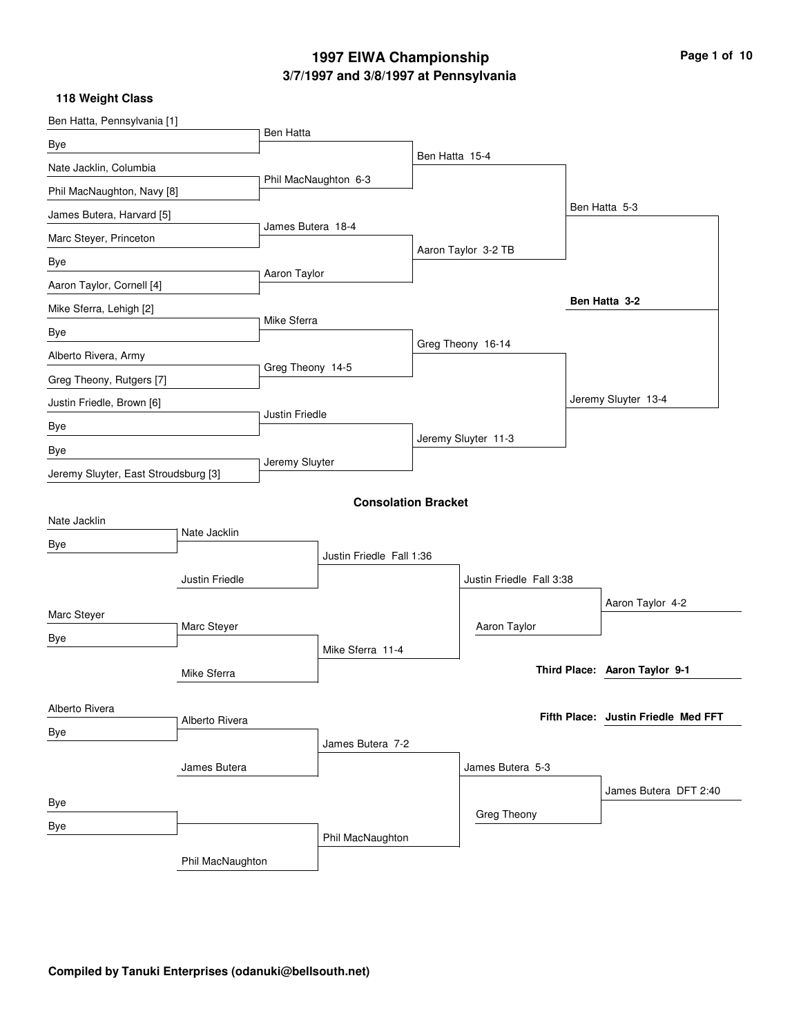# 1997 EIWA Championship

## 3/7/1997 and 3/8/1997 at Pennsylvania

### 118 Weight Class

**Championship Bracket**

| First Round | Quarterfinals | Semifinals | Finals |
| --- | --- | --- | --- |
| Ben Hatta, Pennsylvania [1] | Ben Hatta | Ben Hatta 15-4 | Ben Hatta 5-3 |
| Bye | | | |
| Nate Jacklin, Columbia | Phil MacNaughton 6-3 | | |
| Phil MacNaughton, Navy [8] | | | |
| James Butera, Harvard [5] | James Butera 18-4 | Aaron Taylor 3-2 TB | |
| Marc Steyer, Princeton | | | |
| Bye | Aaron Taylor | | |
| Aaron Taylor, Cornell [4] | | | |
| Mike Sferra, Lehigh [2] | Mike Sferra | Greg Theony 16-14 | Jeremy Sluyter 13-4 |
| Bye | | | |
| Alberto Rivera, Army | Greg Theony 14-5 | | |
| Greg Theony, Rutgers [7] | | | |
| Justin Friedle, Brown [6] | Justin Friedle | Jeremy Sluyter 11-3 | |
| Bye | | | |
| Bye | Jeremy Sluyter | | |
| Jeremy Sluyter, East Stroudsburg [3] | | | |

**Champion: Ben Hatta 3-2**

### Consolation Bracket

| Round 1 | Round 2 | Round 3 | Round 4 | Place |
| --- | --- | --- | --- | --- |
| Nate Jacklin | Nate Jacklin | Justin Friedle Fall 1:36 | Justin Friedle Fall 3:38 | Aaron Taylor 4-2 |
| Bye | Justin Friedle | | Aaron Taylor | |
| Marc Steyer | Marc Steyer | Mike Sferra 11-4 | | |
| Bye | Mike Sferra | | | |
| Alberto Rivera | Alberto Rivera | James Butera 7-2 | James Butera 5-3 | James Butera DFT 2:40 |
| Bye | James Butera | | Greg Theony | |
| Bye | | Phil MacNaughton | | |
| Bye | Phil MacNaughton | | | |

**Third Place: Aaron Taylor 9-1**

**Fifth Place: Justin Friedle Med FFT**

Compiled by Tanuki Enterprises (odanuki@bellsouth.net)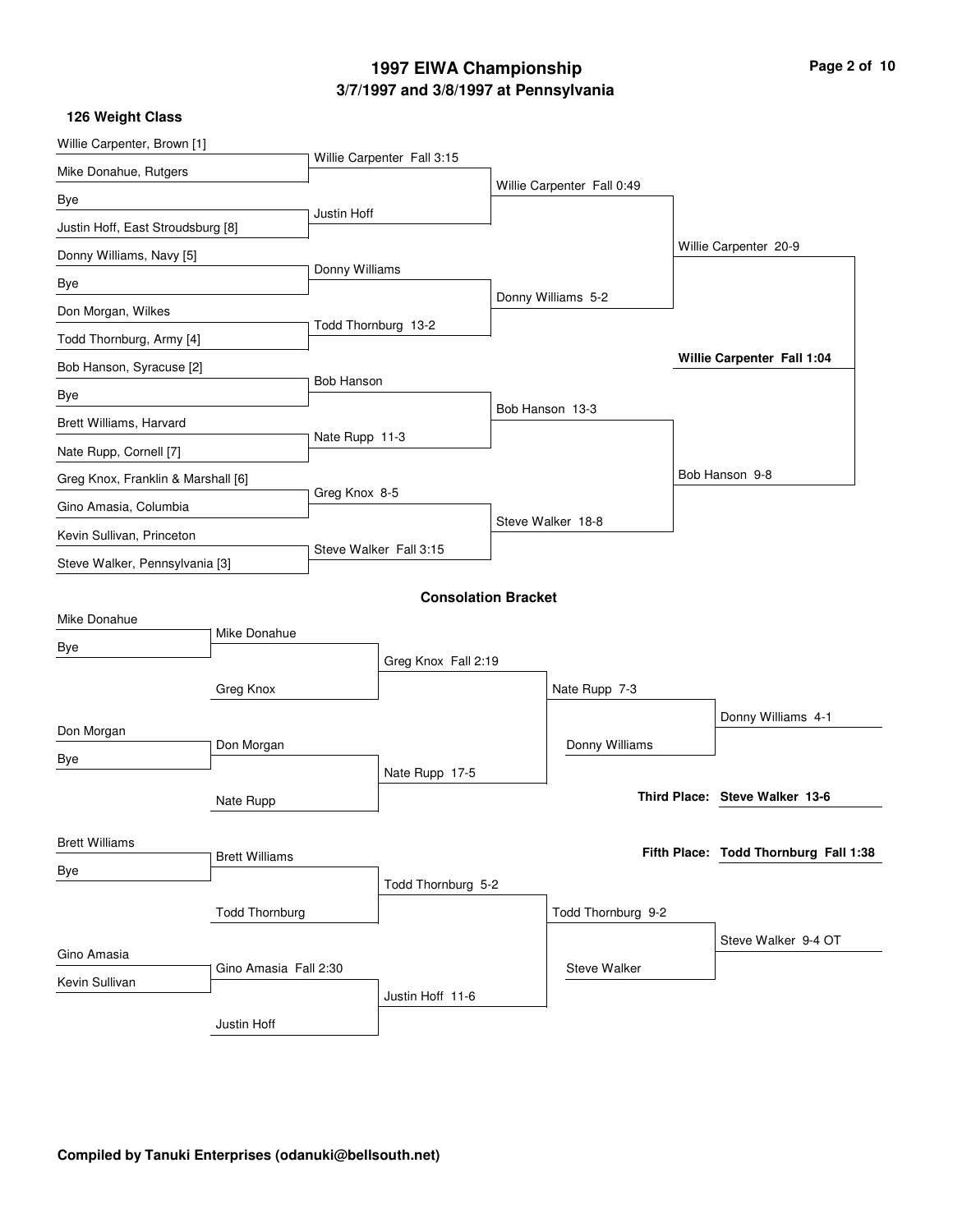# 1997 EIWA Championship

## 3/7/1997 and 3/8/1997 at Pennsylvania

### 126 Weight Class

**Championship Bracket**

| First Round | Quarterfinals | Semifinals | Finals |
| --- | --- | --- | --- |
| Willie Carpenter, Brown [1] | Willie Carpenter Fall 3:15 | Willie Carpenter Fall 0:49 | Willie Carpenter 20-9 |
| Mike Donahue, Rutgers | | | |
| Bye | Justin Hoff | | |
| Justin Hoff, East Stroudsburg [8] | | | |
| Donny Williams, Navy [5] | Donny Williams | Donny Williams 5-2 | |
| Bye | | | |
| Don Morgan, Wilkes | Todd Thornburg 13-2 | | |
| Todd Thornburg, Army [4] | | | |
| Bob Hanson, Syracuse [2] | Bob Hanson | Bob Hanson 13-3 | Bob Hanson 9-8 |
| Bye | | | |
| Brett Williams, Harvard | Nate Rupp 11-3 | | |
| Nate Rupp, Cornell [7] | | | |
| Greg Knox, Franklin & Marshall [6] | Greg Knox 8-5 | Steve Walker 18-8 | |
| Gino Amasia, Columbia | | | |
| Kevin Sullivan, Princeton | Steve Walker Fall 3:15 | | |
| Steve Walker, Pennsylvania [3] | | | |

**Champion: Willie Carpenter Fall 1:04**

### Consolation Bracket

| Round 1 | Round 2 | Round 3 | Round 4 | Placement |
| --- | --- | --- | --- | --- |
| Mike Donahue | Mike Donahue | Greg Knox Fall 2:19 | Nate Rupp 7-3 | Donny Williams 4-1 |
| Bye | | | | |
| | Greg Knox | | | |
| Don Morgan | Don Morgan | Nate Rupp 17-5 | Donny Williams | |
| Bye | | | | |
| | Nate Rupp | | | |
| Brett Williams | Brett Williams | Todd Thornburg 5-2 | Todd Thornburg 9-2 | Steve Walker 9-4 OT |
| Bye | | | | |
| | Todd Thornburg | | | |
| Gino Amasia | Gino Amasia Fall 2:30 | Justin Hoff 11-6 | Steve Walker | |
| Kevin Sullivan | | | | |
| | Justin Hoff | | | |

**Third Place: Steve Walker 13-6**

**Fifth Place: Todd Thornburg Fall 1:38**

**Compiled by Tanuki Enterprises (odanuki@bellsouth.net)**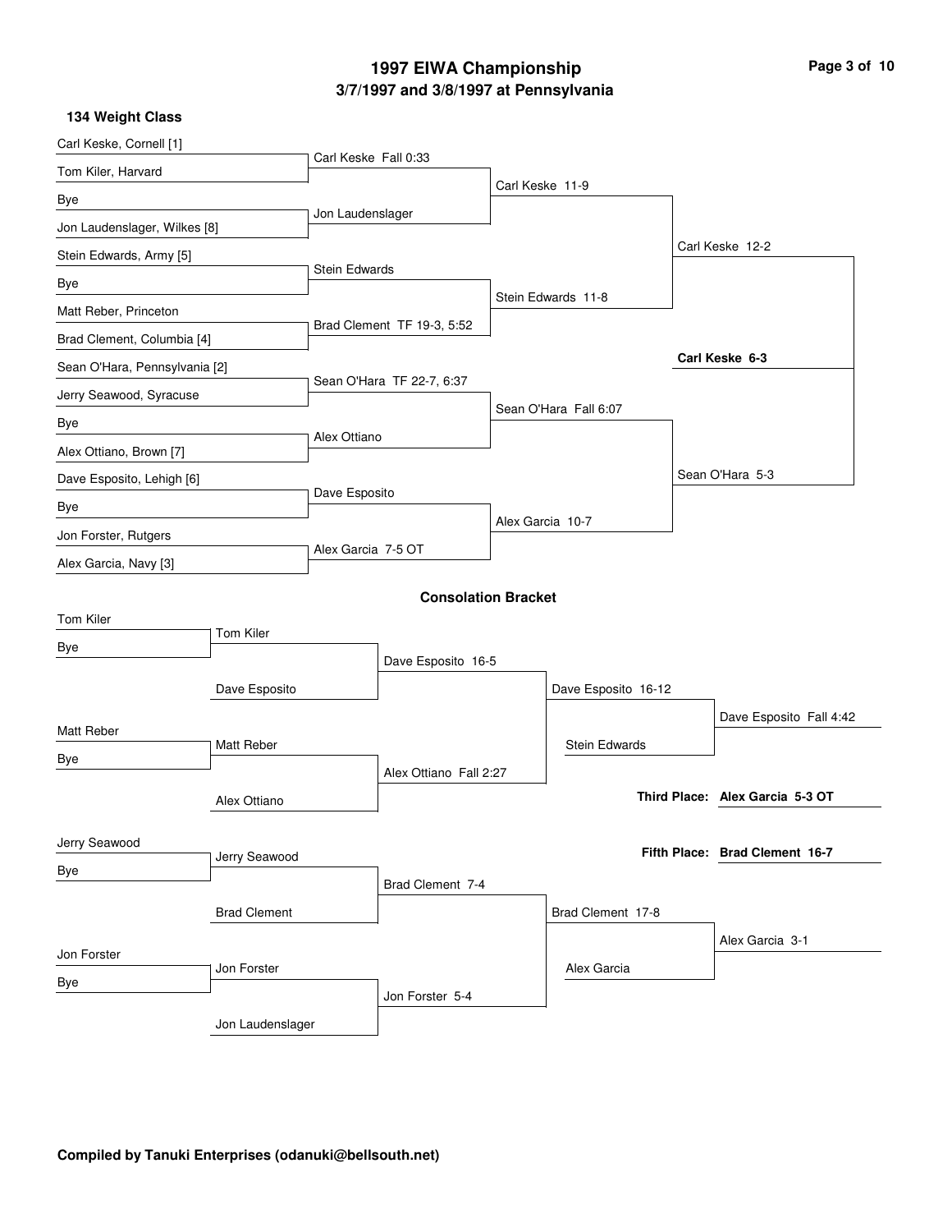# 1997 EIWA Championship
## 3/7/1997 and 3/8/1997 at Pennsylvania

### 134 Weight Class

**Championship Bracket**

| First Round | Quarterfinals | Semifinals | Finals |
|---|---|---|---|
| Carl Keske, Cornell [1] vs. Tom Kiler, Harvard | Carl Keske Fall 0:33 | | |
| Bye vs. Jon Laudenslager, Wilkes [8] | Jon Laudenslager | Carl Keske 11-9 | |
| Stein Edwards, Army [5] vs. Bye | Stein Edwards | | |
| Matt Reber, Princeton vs. Brad Clement, Columbia [4] | Brad Clement TF 19-3, 5:52 | Stein Edwards 11-8 | Carl Keske 12-2 |
| Sean O'Hara, Pennsylvania [2] vs. Jerry Seawood, Syracuse | Sean O'Hara TF 22-7, 6:37 | | |
| Bye vs. Alex Ottiano, Brown [7] | Alex Ottiano | Sean O'Hara Fall 6:07 | |
| Dave Esposito, Lehigh [6] vs. Bye | Dave Esposito | | |
| Jon Forster, Rutgers vs. Alex Garcia, Navy [3] | Alex Garcia 7-5 OT | Alex Garcia 10-7 | Sean O'Hara 5-3 |

**Champion: Carl Keske 6-3**

### Consolation Bracket

| Round 1 | Round 2 | Round 3 | Round 4 | Consolation Final |
|---|---|---|---|---|
| Tom Kiler vs. Bye | Tom Kiler vs. Dave Esposito | Dave Esposito 16-5 | | |
| Matt Reber vs. Bye | Matt Reber vs. Alex Ottiano | Alex Ottiano Fall 2:27 | Dave Esposito 16-12 | |
| | | | Stein Edwards | Dave Esposito Fall 4:42 |
| Jerry Seawood vs. Bye | Jerry Seawood vs. Brad Clement | Brad Clement 7-4 | | |
| Jon Forster vs. Bye | Jon Forster vs. Jon Laudenslager | Jon Forster 5-4 | Brad Clement 17-8 | |
| | | | Alex Garcia | Alex Garcia 3-1 |

**Third Place: Alex Garcia 5-3 OT**

**Fifth Place: Brad Clement 16-7**

**Compiled by Tanuki Enterprises (odanuki@bellsouth.net)**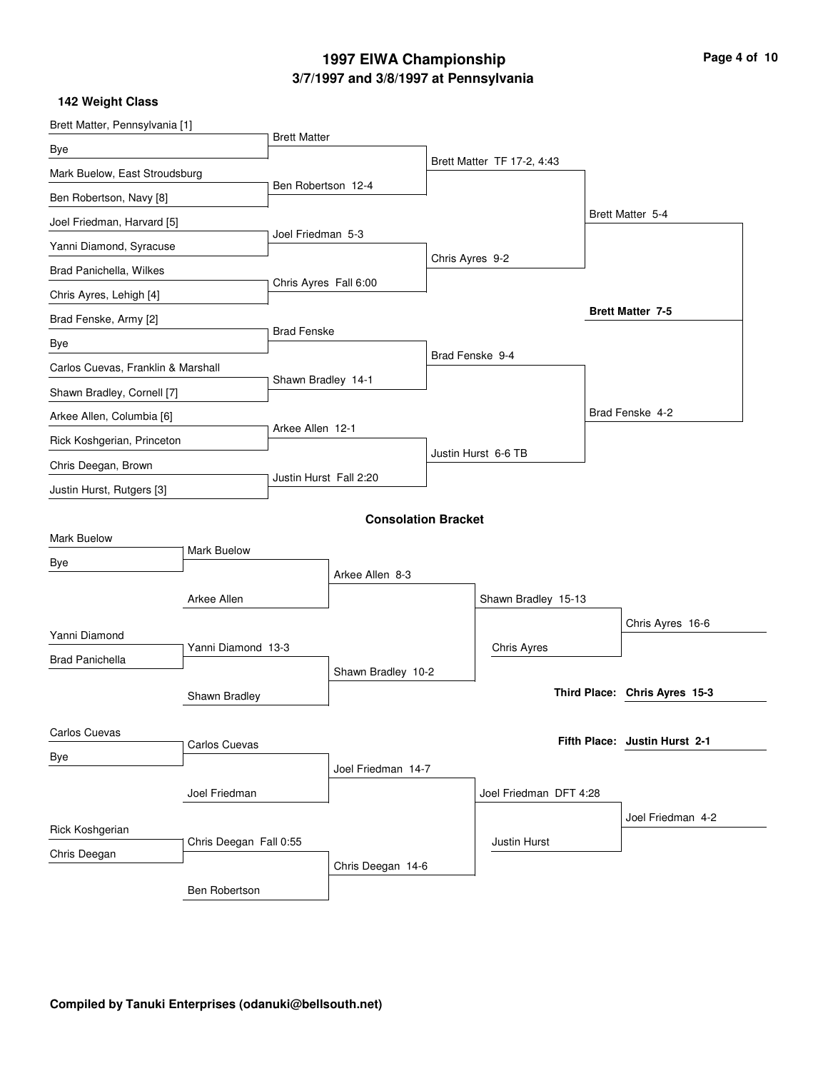# 1997 EIWA Championship

## 3/7/1997 and 3/8/1997 at Pennsylvania

### 142 Weight Class

**Championship Bracket**

| First Round | Quarterfinals | Semifinals | Finals | Champion |
|---|---|---|---|---|
| Brett Matter, Pennsylvania [1] | Brett Matter | Brett Matter TF 17-2, 4:43 | Brett Matter 5-4 | **Brett Matter 7-5** |
| Bye | | | | |
| Mark Buelow, East Stroudsburg | Ben Robertson 12-4 | | | |
| Ben Robertson, Navy [8] | | | | |
| Joel Friedman, Harvard [5] | Joel Friedman 5-3 | Chris Ayres 9-2 | | |
| Yanni Diamond, Syracuse | | | | |
| Brad Panichella, Wilkes | Chris Ayres Fall 6:00 | | | |
| Chris Ayres, Lehigh [4] | | | | |
| Brad Fenske, Army [2] | Brad Fenske | Brad Fenske 9-4 | Brad Fenske 4-2 | |
| Bye | | | | |
| Carlos Cuevas, Franklin & Marshall | Shawn Bradley 14-1 | | | |
| Shawn Bradley, Cornell [7] | | | | |
| Arkee Allen, Columbia [6] | Arkee Allen 12-1 | Justin Hurst 6-6 TB | | |
| Rick Koshgerian, Princeton | | | | |
| Chris Deegan, Brown | Justin Hurst Fall 2:20 | | | |
| Justin Hurst, Rutgers [3] | | | | |

### Consolation Bracket

| Round 1 | Round 2 | Round 3 | Round 4 | Round 5 |
|---|---|---|---|---|
| Mark Buelow | Mark Buelow | Arkee Allen 8-3 | Shawn Bradley 15-13 | Chris Ayres 16-6 |
| Bye | Arkee Allen | | | |
| Yanni Diamond | Yanni Diamond 13-3 | Shawn Bradley 10-2 | Chris Ayres | |
| Brad Panichella | Shawn Bradley | | | |
| Carlos Cuevas | Carlos Cuevas | Joel Friedman 14-7 | Joel Friedman DFT 4:28 | Joel Friedman 4-2 |
| Bye | Joel Friedman | | | |
| Rick Koshgerian | Chris Deegan Fall 0:55 | Chris Deegan 14-6 | Justin Hurst | |
| Chris Deegan | Ben Robertson | | | |

**Third Place: Chris Ayres 15-3**

**Fifth Place: Justin Hurst 2-1**

**Compiled by Tanuki Enterprises (odanuki@bellsouth.net)**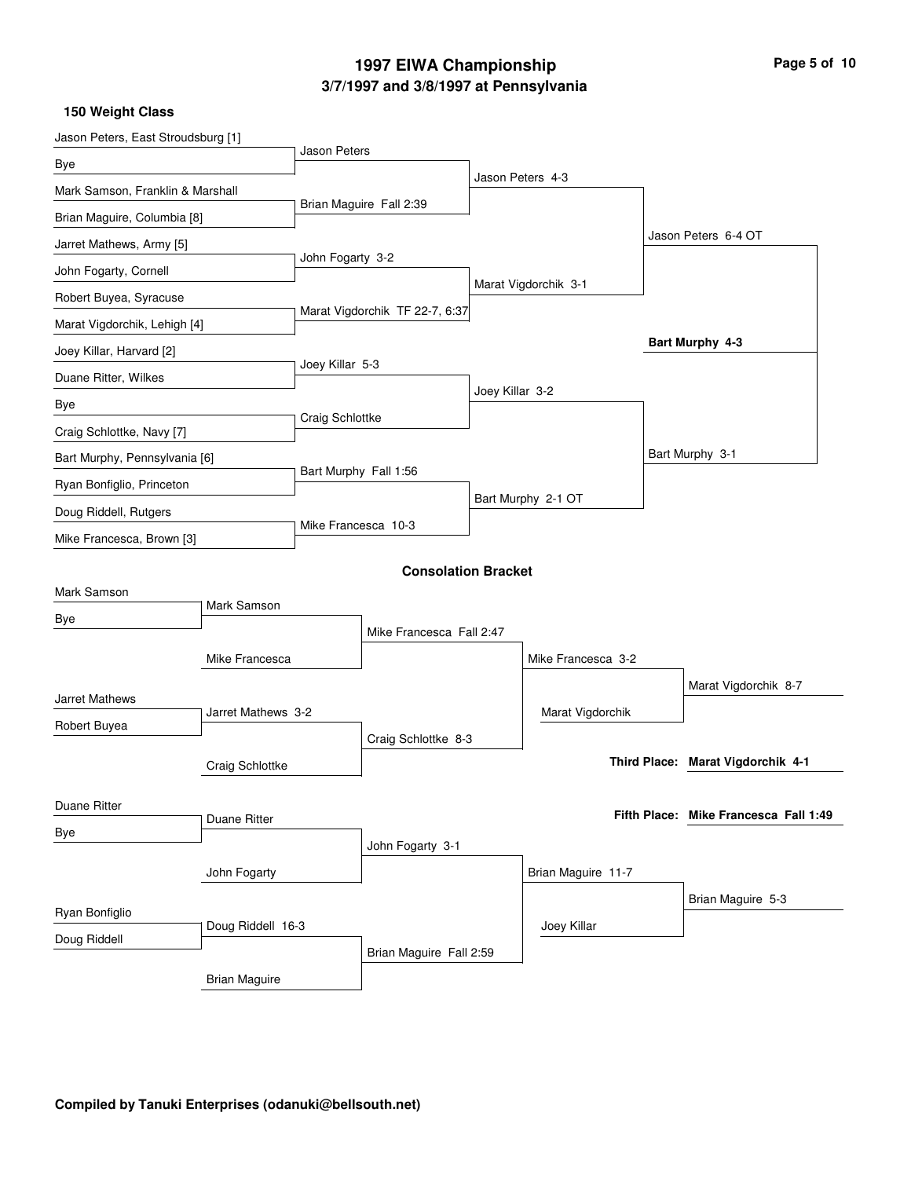# 1997 EIWA Championship

## 3/7/1997 and 3/8/1997 at Pennsylvania

### 150 Weight Class

**Championship Bracket**

| First Round | Quarterfinals | Semifinals | Finals |
|---|---|---|---|
| Jason Peters, East Stroudsburg [1] vs. Bye | Jason Peters | | |
| Mark Samson, Franklin & Marshall vs. Brian Maguire, Columbia [8] | Brian Maguire Fall 2:39 | Jason Peters 4-3 | |
| Jarret Mathews, Army [5] vs. John Fogarty, Cornell | John Fogarty 3-2 | | |
| Robert Buyea, Syracuse vs. Marat Vigdorchik, Lehigh [4] | Marat Vigdorchik TF 22-7, 6:37 | Marat Vigdorchik 3-1 | Jason Peters 6-4 OT |
| Joey Killar, Harvard [2] vs. Duane Ritter, Wilkes | Joey Killar 5-3 | | |
| Bye vs. Craig Schlottke, Navy [7] | Craig Schlottke | Joey Killar 3-2 | |
| Bart Murphy, Pennsylvania [6] vs. Ryan Bonfiglio, Princeton | Bart Murphy Fall 1:56 | | |
| Doug Riddell, Rutgers vs. Mike Francesca, Brown [3] | Mike Francesca 10-3 | Bart Murphy 2-1 OT | Bart Murphy 3-1 |

**Champion: Bart Murphy 4-3**

### Consolation Bracket

| Round 1 | Round 2 | Round 3 | Round 4 | Round 5 |
|---|---|---|---|---|
| Mark Samson vs. Bye | Mark Samson vs. Mike Francesca | Mike Francesca Fall 2:47 | Mike Francesca 3-2 vs. Marat Vigdorchik | Marat Vigdorchik 8-7 |
| Jarret Mathews vs. Robert Buyea | Jarret Mathews 3-2 vs. Craig Schlottke | Craig Schlottke 8-3 | | |
| Duane Ritter vs. Bye | Duane Ritter vs. John Fogarty | John Fogarty 3-1 | Brian Maguire 11-7 vs. Joey Killar | Brian Maguire 5-3 |
| Ryan Bonfiglio vs. Doug Riddell | Doug Riddell 16-3 vs. Brian Maguire | Brian Maguire Fall 2:59 | | |

**Third Place: Marat Vigdorchik 4-1**

**Fifth Place: Mike Francesca Fall 1:49**

**Compiled by Tanuki Enterprises (odanuki@bellsouth.net)**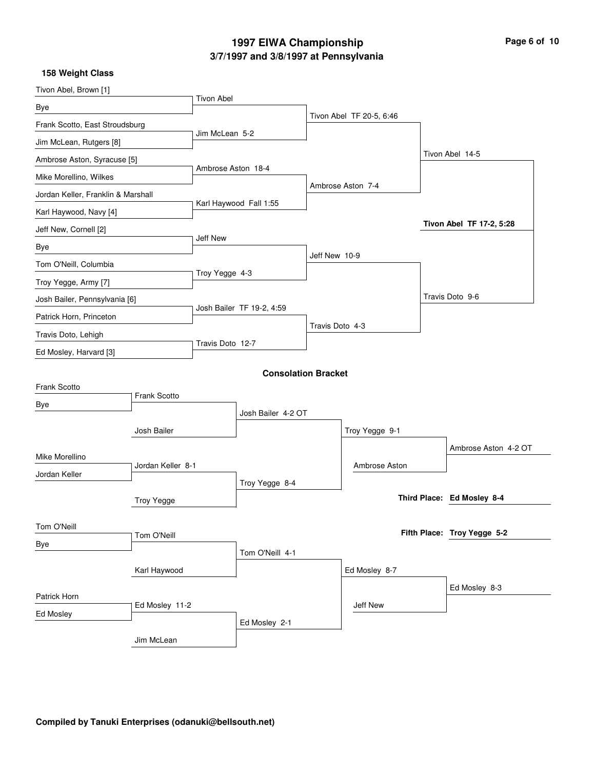# 1997 EIWA Championship

## 3/7/1997 and 3/8/1997 at Pennsylvania

### 158 Weight Class

**Championship Bracket**

| First Round | Quarterfinals | Semifinals | Finals |
|---|---|---|---|
| Tivon Abel, Brown [1] vs. Bye | Tivon Abel | | |
| Frank Scotto, East Stroudsburg vs. Jim McLean, Rutgers [8] | Jim McLean 5-2 | Tivon Abel TF 20-5, 6:46 | |
| Ambrose Aston, Syracuse [5] vs. Mike Morellino, Wilkes | Ambrose Aston 18-4 | | Tivon Abel 14-5 |
| Jordan Keller, Franklin & Marshall vs. Karl Haywood, Navy [4] | Karl Haywood Fall 1:55 | Ambrose Aston 7-4 | |
| Jeff New, Cornell [2] vs. Bye | Jeff New | | |
| Tom O'Neill, Columbia vs. Troy Yegge, Army [7] | Troy Yegge 4-3 | Jeff New 10-9 | |
| Josh Bailer, Pennsylvania [6] vs. Patrick Horn, Princeton | Josh Bailer TF 19-2, 4:59 | | Travis Doto 9-6 |
| Travis Doto, Lehigh vs. Ed Mosley, Harvard [3] | Travis Doto 12-7 | Travis Doto 4-3 | |

**Champion: Tivon Abel TF 17-2, 5:28**

### Consolation Bracket

| Round 1 | Round 2 | Round 3 | Round 4 | Final |
|---|---|---|---|---|
| Frank Scotto vs. Bye | Frank Scotto vs. Josh Bailer | Josh Bailer 4-2 OT | Troy Yegge 9-1 vs. Ambrose Aston | Ambrose Aston 4-2 OT |
| Mike Morellino vs. Jordan Keller | Jordan Keller 8-1 vs. Troy Yegge | Troy Yegge 8-4 | | |
| Tom O'Neill vs. Bye | Tom O'Neill vs. Karl Haywood | Tom O'Neill 4-1 | Ed Mosley 8-7 vs. Jeff New | Ed Mosley 8-3 |
| Patrick Horn vs. Ed Mosley | Ed Mosley 11-2 vs. Jim McLean | Ed Mosley 2-1 | | |

**Third Place: Ed Mosley 8-4**

**Fifth Place: Troy Yegge 5-2**

**Compiled by Tanuki Enterprises (odanuki@bellsouth.net)**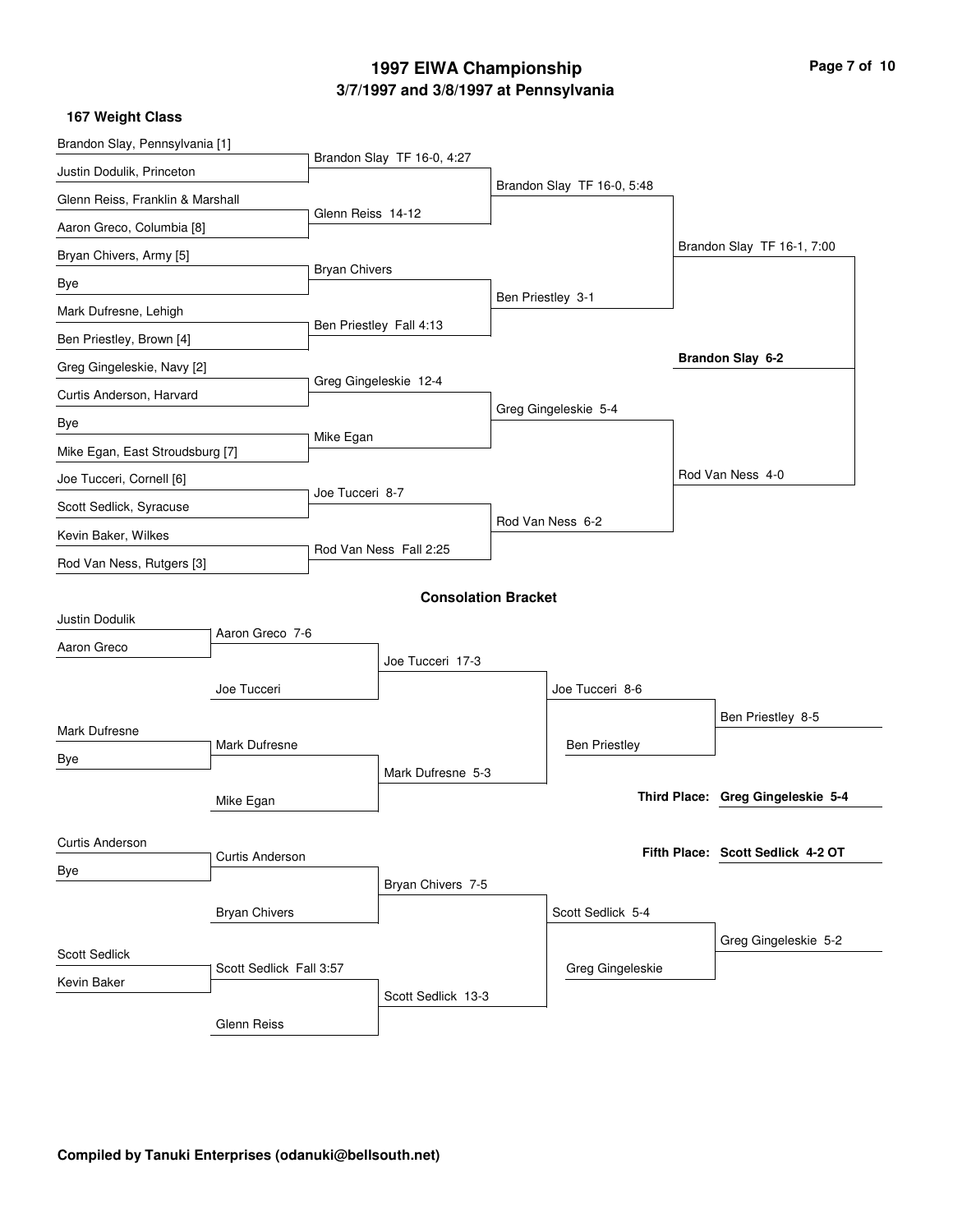# 1997 EIWA Championship

## 3/7/1997 and 3/8/1997 at Pennsylvania

### 167 Weight Class

**Championship Bracket**

First round:

- Brandon Slay, Pennsylvania [1] vs. Justin Dodulik, Princeton — Brandon Slay TF 16-0, 4:27
- Glenn Reiss, Franklin & Marshall vs. Aaron Greco, Columbia [8] — Glenn Reiss 14-12
- Bryan Chivers, Army [5] vs. Bye — Bryan Chivers
- Mark Dufresne, Lehigh vs. Ben Priestley, Brown [4] — Ben Priestley Fall 4:13
- Greg Gingeleskie, Navy [2] vs. Curtis Anderson, Harvard — Greg Gingeleskie 12-4
- Bye vs. Mike Egan, East Stroudsburg [7] — Mike Egan
- Joe Tucceri, Cornell [6] vs. Scott Sedlick, Syracuse — Joe Tucceri 8-7
- Kevin Baker, Wilkes vs. Rod Van Ness, Rutgers [3] — Rod Van Ness Fall 2:25

Quarterfinals:

- Brandon Slay TF 16-0, 5:48
- Ben Priestley 3-1
- Greg Gingeleskie 5-4
- Rod Van Ness 6-2

Semifinals:

- Brandon Slay TF 16-1, 7:00
- Rod Van Ness 4-0

Final:

- **Brandon Slay 6-2**

**Consolation Bracket**

- Justin Dodulik vs. Aaron Greco — Aaron Greco 7-6
- Aaron Greco vs. Joe Tucceri — Joe Tucceri 17-3
- Mark Dufresne vs. Bye — Mark Dufresne
- Mark Dufresne vs. Mike Egan — Mark Dufresne 5-3
- Joe Tucceri vs. Mark Dufresne — Joe Tucceri 8-6
- Joe Tucceri vs. Ben Priestley — Ben Priestley 8-5
- Curtis Anderson vs. Bye — Curtis Anderson
- Curtis Anderson vs. Bryan Chivers — Bryan Chivers 7-5
- Scott Sedlick vs. Kevin Baker — Scott Sedlick Fall 3:57
- Scott Sedlick vs. Glenn Reiss — Scott Sedlick 13-3
- Bryan Chivers vs. Scott Sedlick — Scott Sedlick 5-4
- Scott Sedlick vs. Greg Gingeleskie — Greg Gingeleskie 5-2

**Third Place:** Greg Gingeleskie 5-4

**Fifth Place:** Scott Sedlick 4-2 OT

Compiled by Tanuki Enterprises (odanuki@bellsouth.net)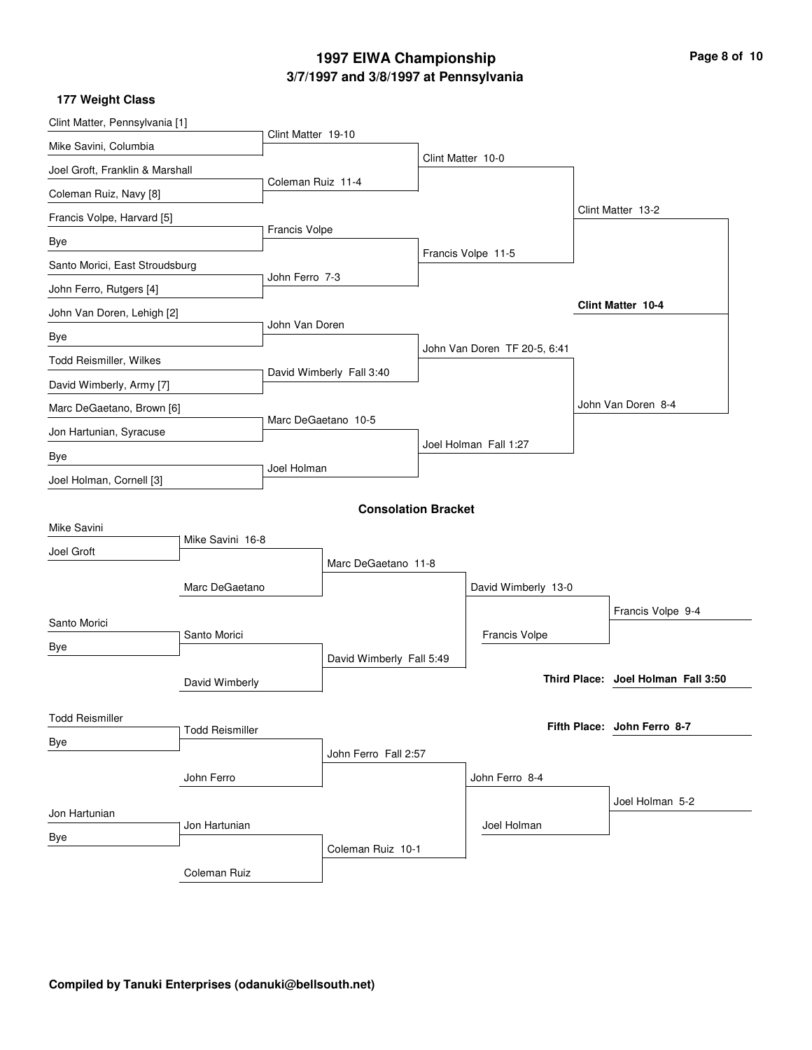# 1997 EIWA Championship

## 3/7/1997 and 3/8/1997 at Pennsylvania

### 177 Weight Class

**Championship Bracket**

| First Round | Quarterfinals | Semifinals | Finals |
| --- | --- | --- | --- |
| Clint Matter, Pennsylvania [1] | Clint Matter 19-10 | Clint Matter 10-0 | Clint Matter 13-2 |
| Mike Savini, Columbia | | | |
| Joel Groft, Franklin & Marshall | Coleman Ruiz 11-4 | | |
| Coleman Ruiz, Navy [8] | | | |
| Francis Volpe, Harvard [5] | Francis Volpe | Francis Volpe 11-5 | |
| Bye | | | |
| Santo Morici, East Stroudsburg | John Ferro 7-3 | | |
| John Ferro, Rutgers [4] | | | |
| John Van Doren, Lehigh [2] | John Van Doren | John Van Doren TF 20-5, 6:41 | John Van Doren 8-4 |
| Bye | | | |
| Todd Reismiller, Wilkes | David Wimberly Fall 3:40 | | |
| David Wimberly, Army [7] | | | |
| Marc DeGaetano, Brown [6] | Marc DeGaetano 10-5 | Joel Holman Fall 1:27 | |
| Jon Hartunian, Syracuse | | | |
| Bye | Joel Holman | | |
| Joel Holman, Cornell [3] | | | |

**Champion: Clint Matter 10-4**

### Consolation Bracket

| | | | | |
| --- | --- | --- | --- | --- |
| Mike Savini | Mike Savini 16-8 | Marc DeGaetano 11-8 | David Wimberly 13-0 | Francis Volpe 9-4 |
| Joel Groft | | | | |
| | Marc DeGaetano | | | |
| Santo Morici | Santo Morici | David Wimberly Fall 5:49 | Francis Volpe | |
| Bye | | | | |
| | David Wimberly | | | |
| Todd Reismiller | Todd Reismiller | John Ferro Fall 2:57 | John Ferro 8-4 | Joel Holman 5-2 |
| Bye | | | | |
| | John Ferro | | | |
| Jon Hartunian | Jon Hartunian | Coleman Ruiz 10-1 | Joel Holman | |
| Bye | | | | |
| | Coleman Ruiz | | | |

**Third Place: Joel Holman Fall 3:50**

**Fifth Place: John Ferro 8-7**

**Compiled by Tanuki Enterprises (odanuki@bellsouth.net)**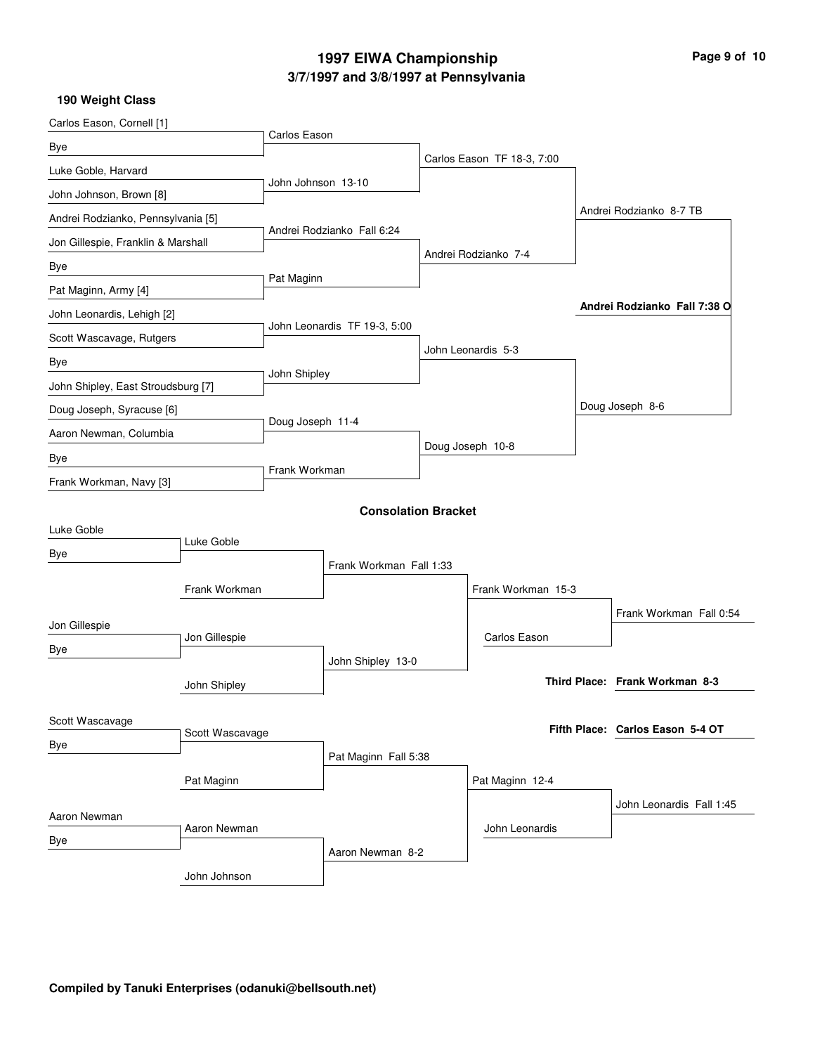# 1997 EIWA Championship

## 3/7/1997 and 3/8/1997 at Pennsylvania

### 190 Weight Class

**Championship Bracket**

| First Round | Quarterfinals | Semifinals | Finals | Champion |
|---|---|---|---|---|
| Carlos Eason, Cornell [1] | | | | |
| Bye | Carlos Eason | | | |
| Luke Goble, Harvard | | Carlos Eason TF 18-3, 7:00 | | |
| John Johnson, Brown [8] | John Johnson 13-10 | | | |
| Andrei Rodzianko, Pennsylvania [5] | | | Andrei Rodzianko 8-7 TB | |
| Jon Gillespie, Franklin & Marshall | Andrei Rodzianko Fall 6:24 | | | |
| Bye | | Andrei Rodzianko 7-4 | | |
| Pat Maginn, Army [4] | Pat Maginn | | | |
| John Leonardis, Lehigh [2] | | | | **Andrei Rodzianko Fall 7:38 O** |
| Scott Wascavage, Rutgers | John Leonardis TF 19-3, 5:00 | | | |
| Bye | | John Leonardis 5-3 | | |
| John Shipley, East Stroudsburg [7] | John Shipley | | | |
| Doug Joseph, Syracuse [6] | | | Doug Joseph 8-6 | |
| Aaron Newman, Columbia | Doug Joseph 11-4 | | | |
| Bye | | Doug Joseph 10-8 | | |
| Frank Workman, Navy [3] | Frank Workman | | | |

**Consolation Bracket**

| First Round | Second Round | Third Round | Fourth Round | Final |
|---|---|---|---|---|
| Luke Goble | | | | |
| Bye | Luke Goble | | | |
| | Frank Workman | Frank Workman Fall 1:33 | | |
| | | | Frank Workman 15-3 | |
| Jon Gillespie | | | | Frank Workman Fall 0:54 |
| Bye | Jon Gillespie | | Carlos Eason | |
| | John Shipley | John Shipley 13-0 | | |
| Scott Wascavage | | | | |
| Bye | Scott Wascavage | | | |
| | Pat Maginn | Pat Maginn Fall 5:38 | | |
| | | | Pat Maginn 12-4 | |
| Aaron Newman | | | | John Leonardis Fall 1:45 |
| Bye | Aaron Newman | | John Leonardis | |
| | John Johnson | Aaron Newman 8-2 | | |

**Third Place:** Frank Workman 8-3

**Fifth Place:** Carlos Eason 5-4 OT

**Compiled by Tanuki Enterprises (odanuki@bellsouth.net)**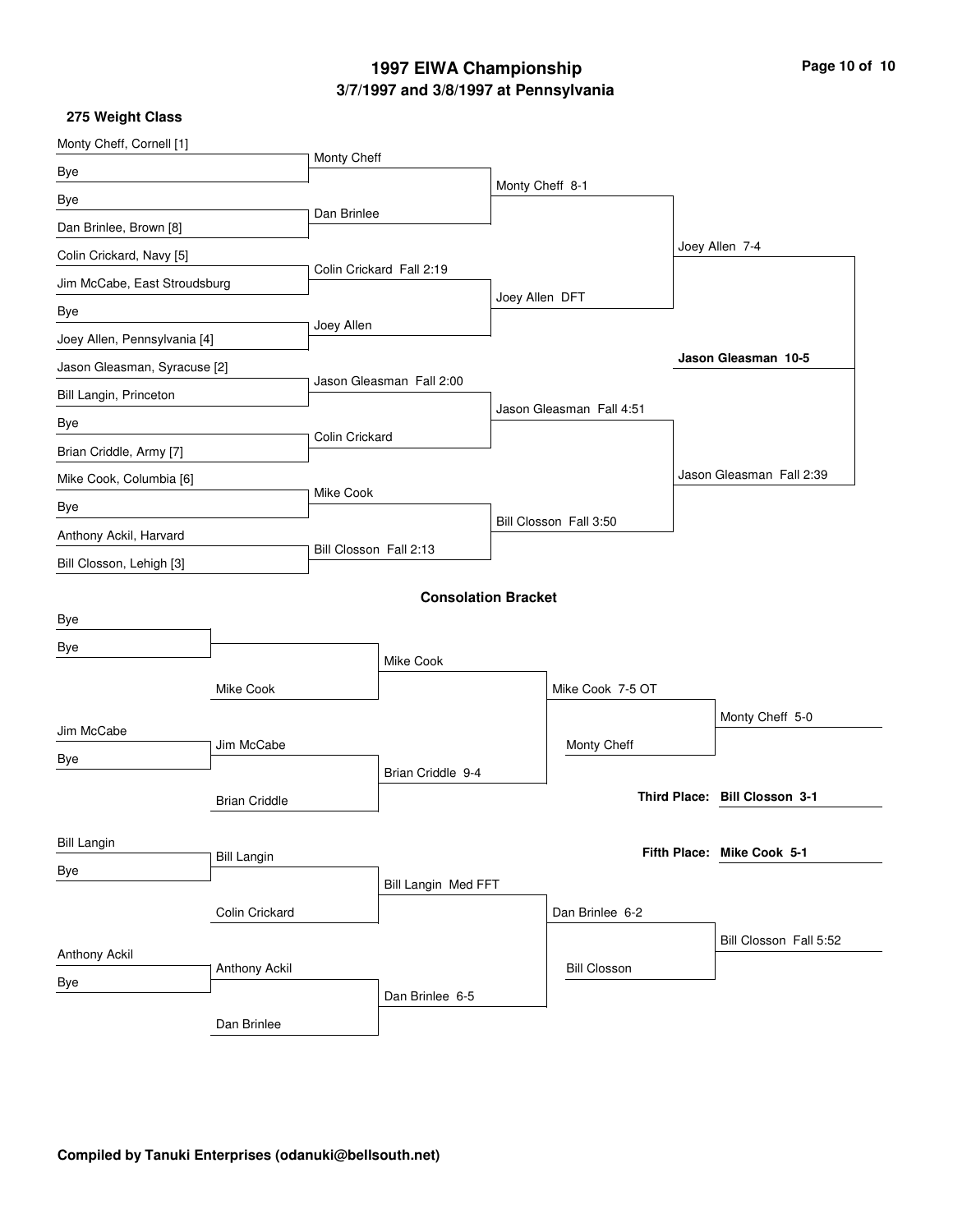# 1997 EIWA Championship

## 3/7/1997 and 3/8/1997 at Pennsylvania

### 275 Weight Class

Monty Cheff, Cornell [1]
Bye
Bye
Dan Brinlee, Brown [8]
Colin Crickard, Navy [5]
Jim McCabe, East Stroudsburg
Bye
Joey Allen, Pennsylvania [4]
Jason Gleasman, Syracuse [2]
Bill Langin, Princeton
Bye
Brian Criddle, Army [7]
Mike Cook, Columbia [6]
Bye
Anthony Ackil, Harvard
Bill Closson, Lehigh [3]

Monty Cheff
Dan Brinlee
Colin Crickard Fall 2:19
Joey Allen
Jason Gleasman Fall 2:00
Colin Crickard
Mike Cook
Bill Closson Fall 2:13

Monty Cheff 8-1
Joey Allen DFT
Jason Gleasman Fall 4:51
Bill Closson Fall 3:50

Joey Allen 7-4
Jason Gleasman Fall 2:39

**Jason Gleasman 10-5**

### Consolation Bracket

Bye
Bye
Mike Cook
Jim McCabe
Bye
Jim McCabe
Brian Criddle
Bill Langin
Bye
Bill Langin
Colin Crickard
Anthony Ackil
Bye
Anthony Ackil
Dan Brinlee

Mike Cook
Brian Criddle 9-4
Bill Langin Med FFT
Dan Brinlee 6-5

Mike Cook 7-5 OT
Monty Cheff
Dan Brinlee 6-2
Bill Closson

Monty Cheff 5-0
Bill Closson Fall 5:52

**Third Place: Bill Closson 3-1**

**Fifth Place: Mike Cook 5-1**

**Compiled by Tanuki Enterprises (odanuki@bellsouth.net)**